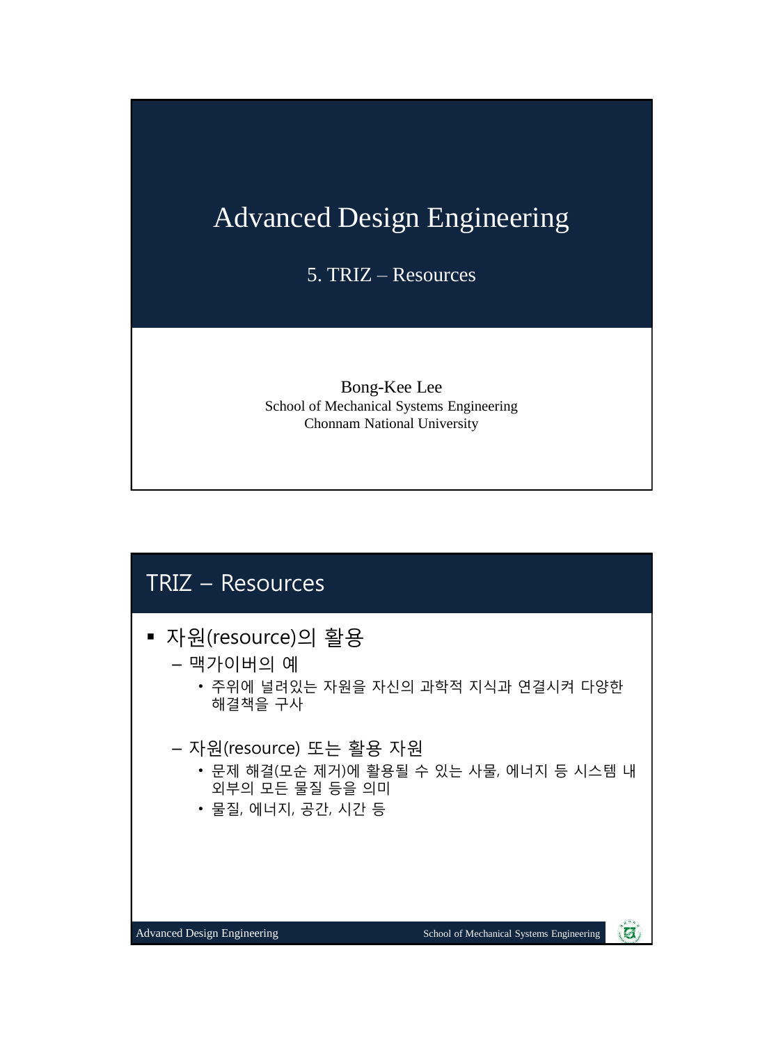# Advanced Design Engineering

## 5. TRIZ – Resources

Bong-Kee Lee
School of Mechanical Systems Engineering
Chonnam National University

## TRIZ – Resources

- 자원(resource)의 활용
  - 맥가이버의 예
    - 주위에 널려있는 자원을 자신의 과학적 지식과 연결시켜 다양한 해결책을 구사
  - 자원(resource) 또는 활용 자원
    - 문제 해결(모순 제거)에 활용될 수 있는 사물, 에너지 등 시스템 내 외부의 모든 물질 등을 의미
    - 물질, 에너지, 공간, 시간 등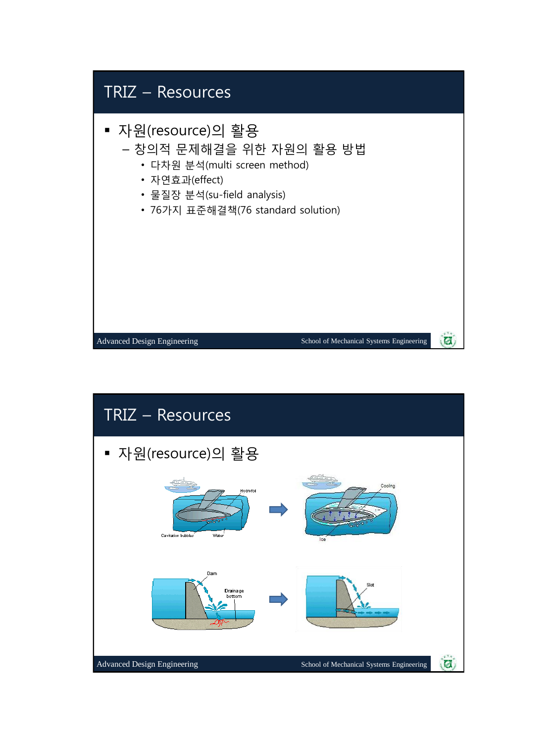## TRIZ – Resources

- 자원(resource)의 활용
  - 창의적 문제해결을 위한 자원의 활용 방법
    - 다차원 분석(multi screen method)
    - 자연효과(effect)
    - 물질장 분석(su-field analysis)
    - 76가지 표준해결책(76 standard solution)

## TRIZ – Resources

- 자원(resource)의 활용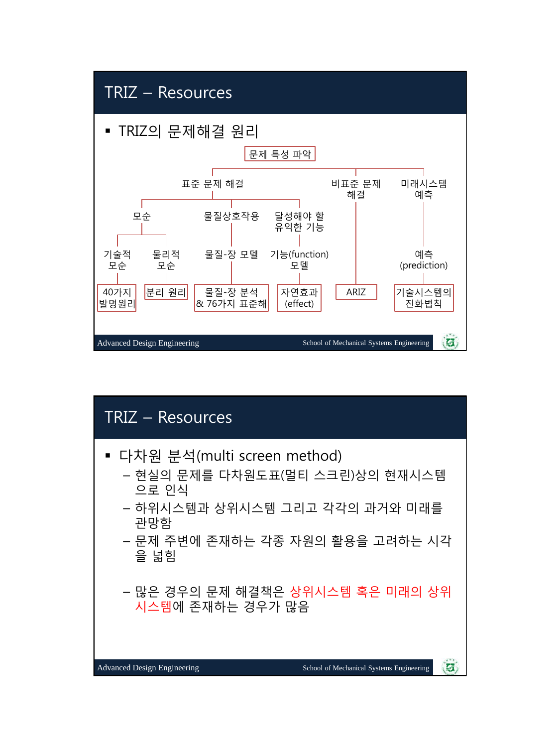## TRIZ – Resources

- TRIZ의 문제해결 원리

문제 특성 파악
- 표준 문제 해결
  - 모순
    - 기술적 모순 → 40가지 발명원리
    - 물리적 모순 → 분리 원리
  - 물질상호작용
    - 물질-장 모델 → 물질-장 분석 & 76가지 표준해
  - 달성해야 할 유익한 기능
    - 기능(function) 모델 → 자연효과 (effect)
- 비표준 문제 해결 → ARIZ
- 미래시스템 예측
  - 예측 (prediction) → 기술시스템의 진화법칙

## TRIZ – Resources

- 다차원 분석(multi screen method)
  - 현실의 문제를 다차원도표(멀티 스크린)상의 현재시스템으로 인식
  - 하위시스템과 상위시스템 그리고 각각의 과거와 미래를 관망함
  - 문제 주변에 존재하는 각종 자원의 활용을 고려하는 시각을 넓힘
  - 많은 경우의 문제 해결책은 상위시스템 혹은 미래의 상위시스템에 존재하는 경우가 많음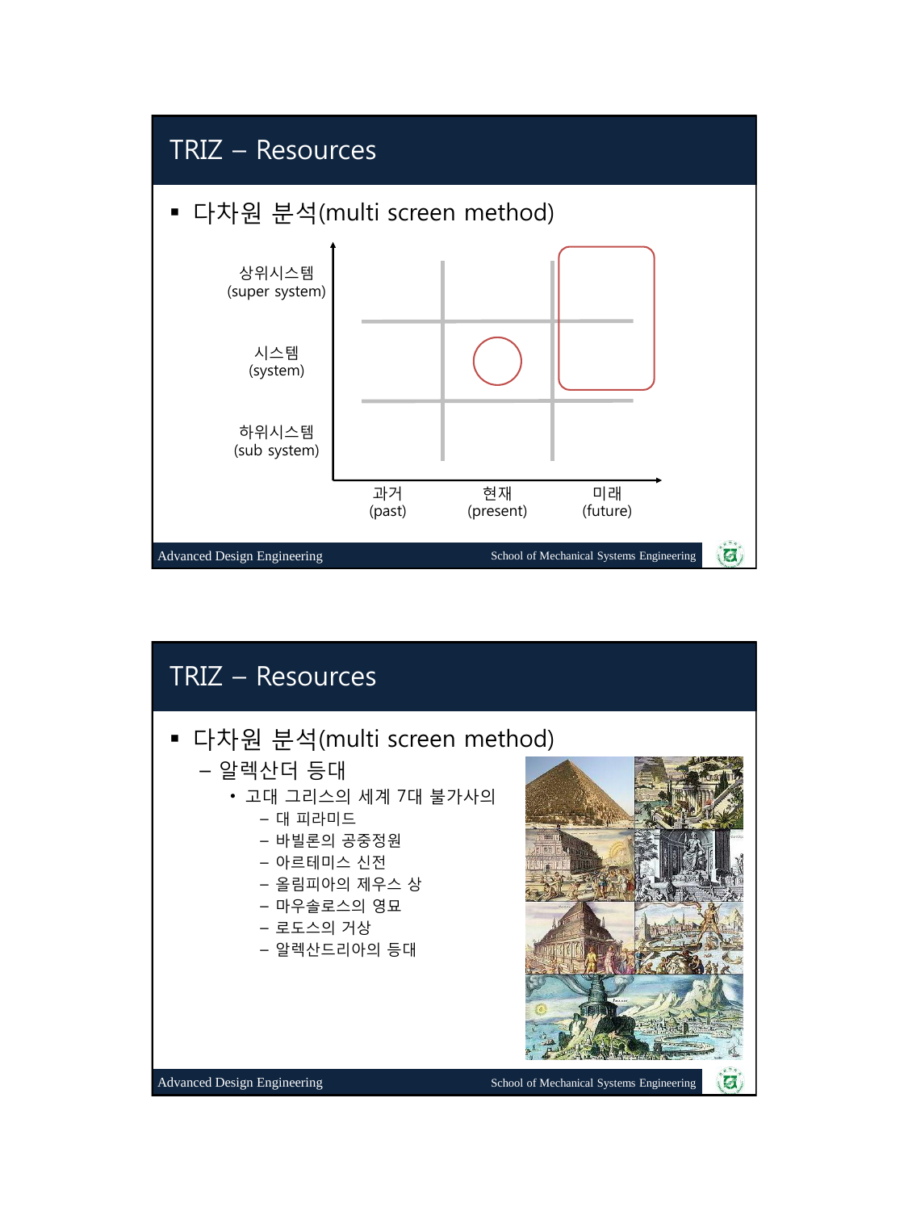## TRIZ – Resources

- 다차원 분석(multi screen method)

| | 과거 (past) | 현재 (present) | 미래 (future) |
|---|---|---|---|
| 상위시스템 (super system) | | | |
| 시스템 (system) | | | |
| 하위시스템 (sub system) | | | |

## TRIZ – Resources

- 다차원 분석(multi screen method)
  - 알렉산더 등대
    - 고대 그리스의 세계 7대 불가사의
      - 대 피라미드
      - 바빌론의 공중정원
      - 아르테미스 신전
      - 올림피아의 제우스 상
      - 마우솔로스의 영묘
      - 로도스의 거상
      - 알렉산드리아의 등대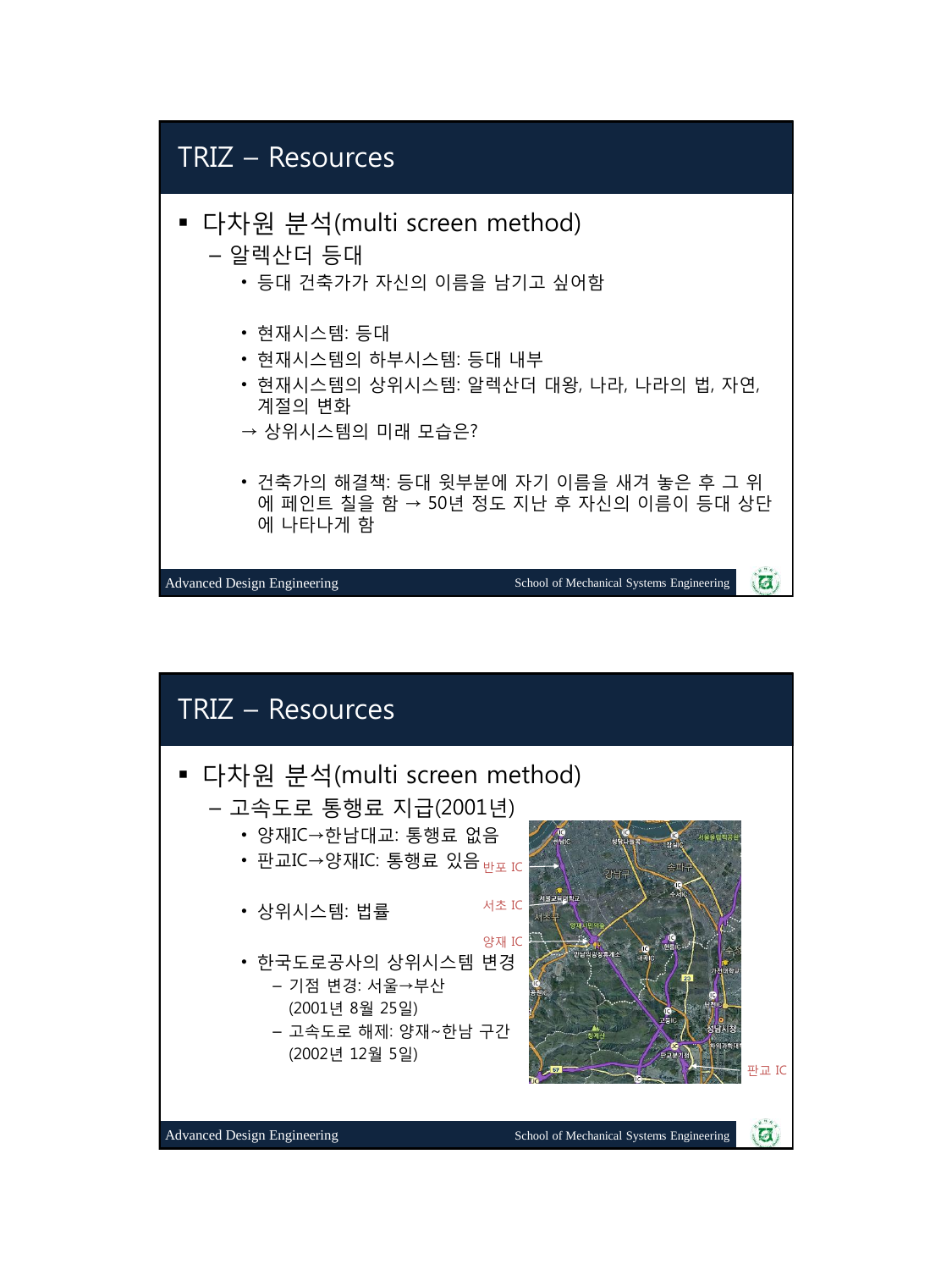## TRIZ – Resources

- 다차원 분석(multi screen method)
  - 알렉산더 등대
    - 등대 건축가가 자신의 이름을 남기고 싶어함
    - 현재시스템: 등대
    - 현재시스템의 하부시스템: 등대 내부
    - 현재시스템의 상위시스템: 알렉산더 대왕, 나라, 나라의 법, 자연, 계절의 변화

    → 상위시스템의 미래 모습은?

    - 건축가의 해결책: 등대 윗부분에 자기 이름을 새겨 놓은 후 그 위에 페인트 칠을 함 → 50년 정도 지난 후 자신의 이름이 등대 상단에 나타나게 함

## TRIZ – Resources

- 다차원 분석(multi screen method)
  - 고속도로 통행료 지급(2001년)
    - 양재IC→한남대교: 통행료 없음
    - 판교IC→양재IC: 통행료 있음
    - 상위시스템: 법률
    - 한국도로공사의 상위시스템 변경
      - 기점 변경: 서울→부산 (2001년 8월 25일)
      - 고속도로 해제: 양재~한남 구간 (2002년 12월 5일)

반포 IC
서초 IC
양재 IC
판교 IC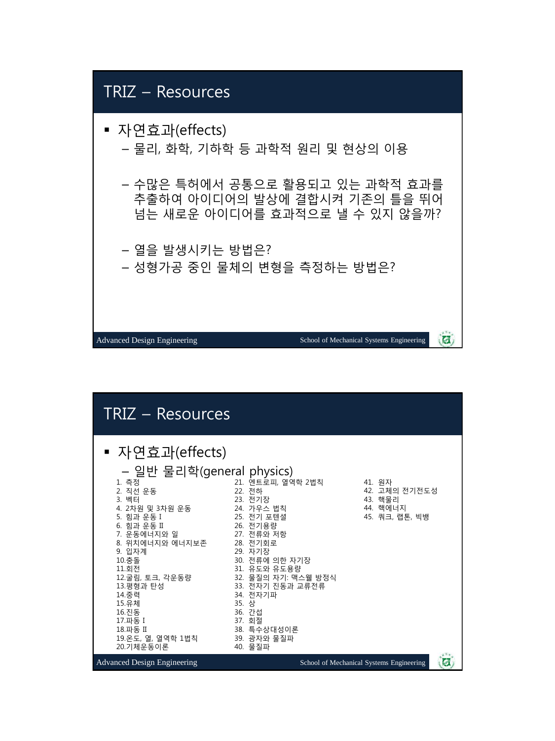## TRIZ – Resources

- 자연효과(effects)
  - 물리, 화학, 기하학 등 과학적 원리 및 현상의 이용
  - 수많은 특허에서 공통으로 활용되고 있는 과학적 효과를 추출하여 아이디어의 발상에 결합시켜 기존의 틀을 뛰어 넘는 새로운 아이디어를 효과적으로 낼 수 있지 않을까?
  - 열을 발생시키는 방법은?
  - 성형가공 중인 물체의 변형을 측정하는 방법은?

## TRIZ – Resources

- 자연효과(effects)
  - 일반 물리학(general physics)

1. 측정
2. 직선 운동
3. 벡터
4. 2차원 및 3차원 운동
5. 힘과 운동 I
6. 힘과 운동 II
7. 운동에너지와 일
8. 위치에너지와 에너지보존
9. 입자계
10. 충돌
11. 회전
12. 굴림, 토크, 각운동량
13. 평형과 탄성
14. 중력
15. 유체
16. 진동
17. 파동 I
18. 파동 II
19. 온도, 열, 열역학 1법칙
20. 기체운동이론
21. 엔트로피, 열역학 2법칙
22. 전하
23. 전기장
24. 가우스 법칙
25. 전기 포텐셜
26. 전기용량
27. 전류와 저항
28. 전기회로
29. 자기장
30. 전류에 의한 자기장
31. 유도와 유도용량
32. 물질의 자기: 맥스웰 방정식
33. 전자기 진동과 교류전류
34. 전자기파
35. 상
36. 간섭
37. 회절
38. 특수상대성이론
39. 광자와 물질파
40. 물질파
41. 원자
42. 고체의 전기전도성
43. 핵물리
44. 핵에너지
45. 쿼크, 랩톤, 빅뱅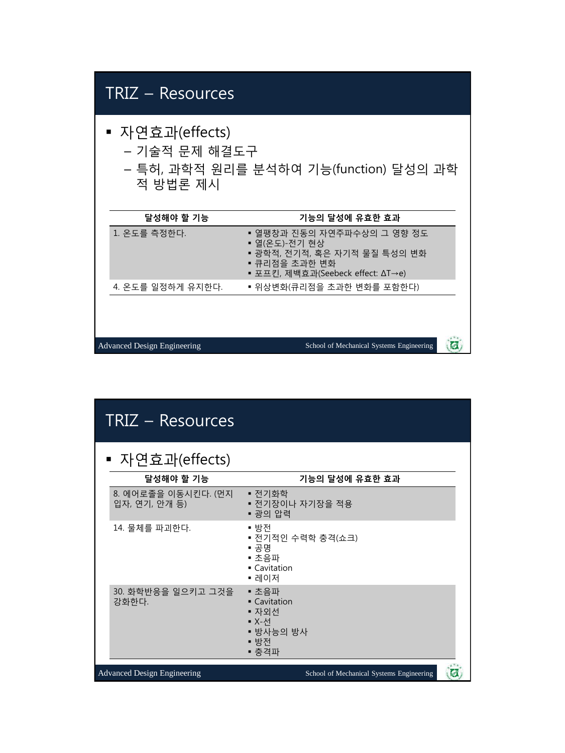## TRIZ – Resources

- 자연효과(effects)
  - 기술적 문제 해결도구
  - 특허, 과학적 원리를 분석하여 기능(function) 달성의 과학적 방법론 제시

| 달성해야 할 기능 | 기능의 달성에 유효한 효과 |
|---|---|
| 1. 온도를 측정한다. | ▪ 열팽창과 진동의 자연주파수상의 그 영향 정도<br>▪ 열(온도)-전기 현상<br>▪ 광학적, 전기적, 혹은 자기적 물질 특성의 변화<br>▪ 큐리점을 초과한 변화<br>▪ 포프킨, 제백효과(Seebeck effect: $\Delta T \rightarrow e$) |
| 4. 온도를 일정하게 유지한다. | ▪ 위상변화(큐리점을 초과한 변화를 포함한다) |

## TRIZ – Resources

- 자연효과(effects)

| 달성해야 할 기능 | 기능의 달성에 유효한 효과 |
|---|---|
| 8. 에어로졸을 이동시킨다. (먼지 입자, 연기, 안개 등) | ▪ 전기화학<br>▪ 전기장이나 자기장을 적용<br>▪ 광의 압력 |
| 14. 물체를 파괴한다. | ▪ 방전<br>▪ 전기적인 수력학 충격(쇼크)<br>▪ 공명<br>▪ 초음파<br>▪ Cavitation<br>▪ 레이저 |
| 30. 화학반응을 일으키고 그것을 강화한다. | ▪ 초음파<br>▪ Cavitation<br>▪ 자외선<br>▪ X-선<br>▪ 방사능의 방사<br>▪ 방전<br>▪ 충격파 |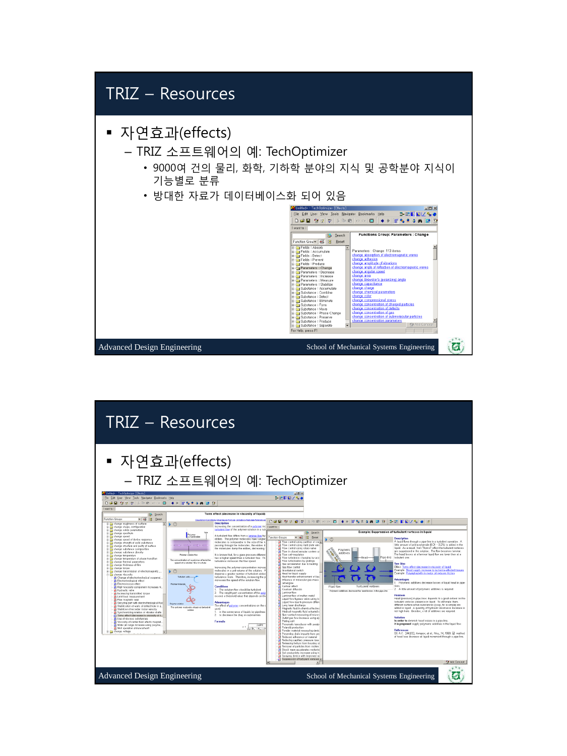# TRIZ – Resources

- 자연효과(effects)
  - TRIZ 소프트웨어의 예: TechOptimizer
    - 9000여 건의 물리, 화학, 기하학 분야의 지식 및 공학분야 지식이 기능별로 분류
    - 방대한 자료가 데이터베이스화 되어 있음

# TRIZ – Resources

- 자연효과(effects)
  - TRIZ 소프트웨어의 예: TechOptimizer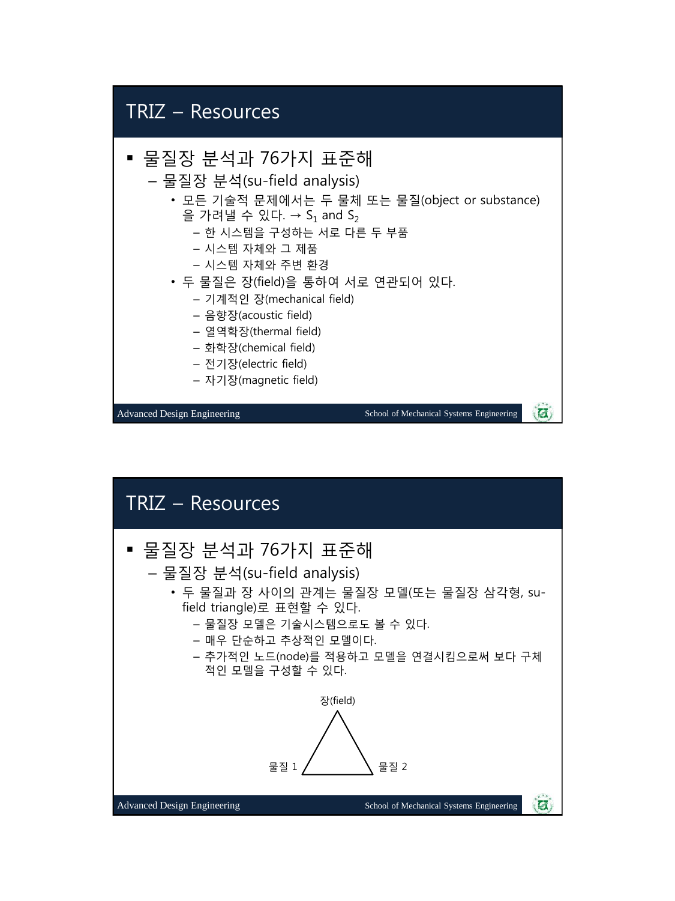## TRIZ – Resources

- 물질장 분석과 76가지 표준해
  - 물질장 분석(su-field analysis)
    - 모든 기술적 문제에서는 두 물체 또는 물질(object or substance)을 가려낼 수 있다. → $S_1$ and $S_2$
      - 한 시스템을 구성하는 서로 다른 두 부품
      - 시스템 자체와 그 제품
      - 시스템 자체와 주변 환경
    - 두 물질은 장(field)을 통하여 서로 연관되어 있다.
      - 기계적인 장(mechanical field)
      - 음향장(acoustic field)
      - 열역학장(thermal field)
      - 화학장(chemical field)
      - 전기장(electric field)
      - 자기장(magnetic field)

## TRIZ – Resources

- 물질장 분석과 76가지 표준해
  - 물질장 분석(su-field analysis)
    - 두 물질과 장 사이의 관계는 물질장 모델(또는 물질장 삼각형, su-field triangle)로 표현할 수 있다.
      - 물질장 모델은 기술시스템으로도 볼 수 있다.
      - 매우 단순하고 추상적인 모델이다.
      - 추가적인 노드(node)를 적용하고 모델을 연결시킴으로써 보다 구체적인 모델을 구성할 수 있다.

장(field)

물질 1　　　물질 2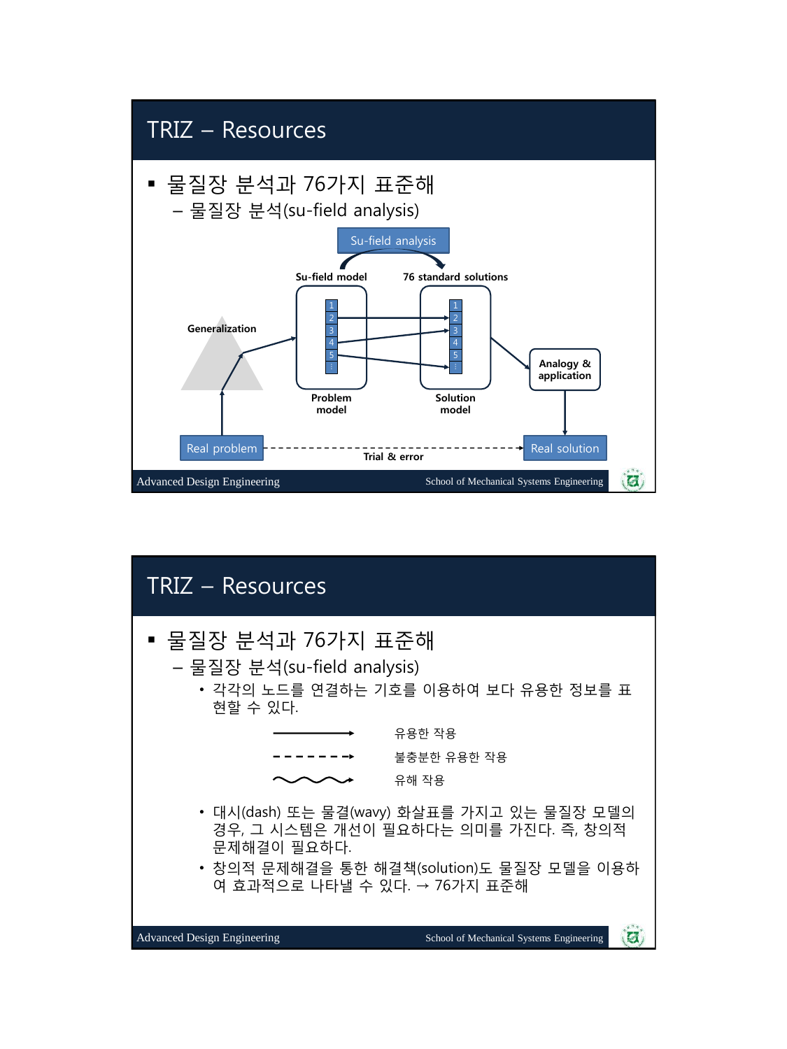## TRIZ – Resources

- 물질장 분석과 76가지 표준해
  - 물질장 분석(su-field analysis)

Su-field analysis

Su-field model　　76 standard solutions

Generalization

Problem model　　Solution model

Analogy & application

Real problem　Trial & error　Real solution

## TRIZ – Resources

- 물질장 분석과 76가지 표준해
  - 물질장 분석(su-field analysis)
    - 각각의 노드를 연결하는 기호를 이용하여 보다 유용한 정보를 표현할 수 있다.

| 기호 | 의미 |
|---|---|
| ———→ | 유용한 작용 |
| - - - - - - -→ | 불충분한 유용한 작용 |
| ∿∿∿→ | 유해 작용 |

- 대시(dash) 또는 물결(wavy) 화살표를 가지고 있는 물질장 모델의 경우, 그 시스템은 개선이 필요하다는 의미를 가진다. 즉, 창의적 문제해결이 필요하다.
- 창의적 문제해결을 통한 해결책(solution)도 물질장 모델을 이용하여 효과적으로 나타낼 수 있다. → 76가지 표준해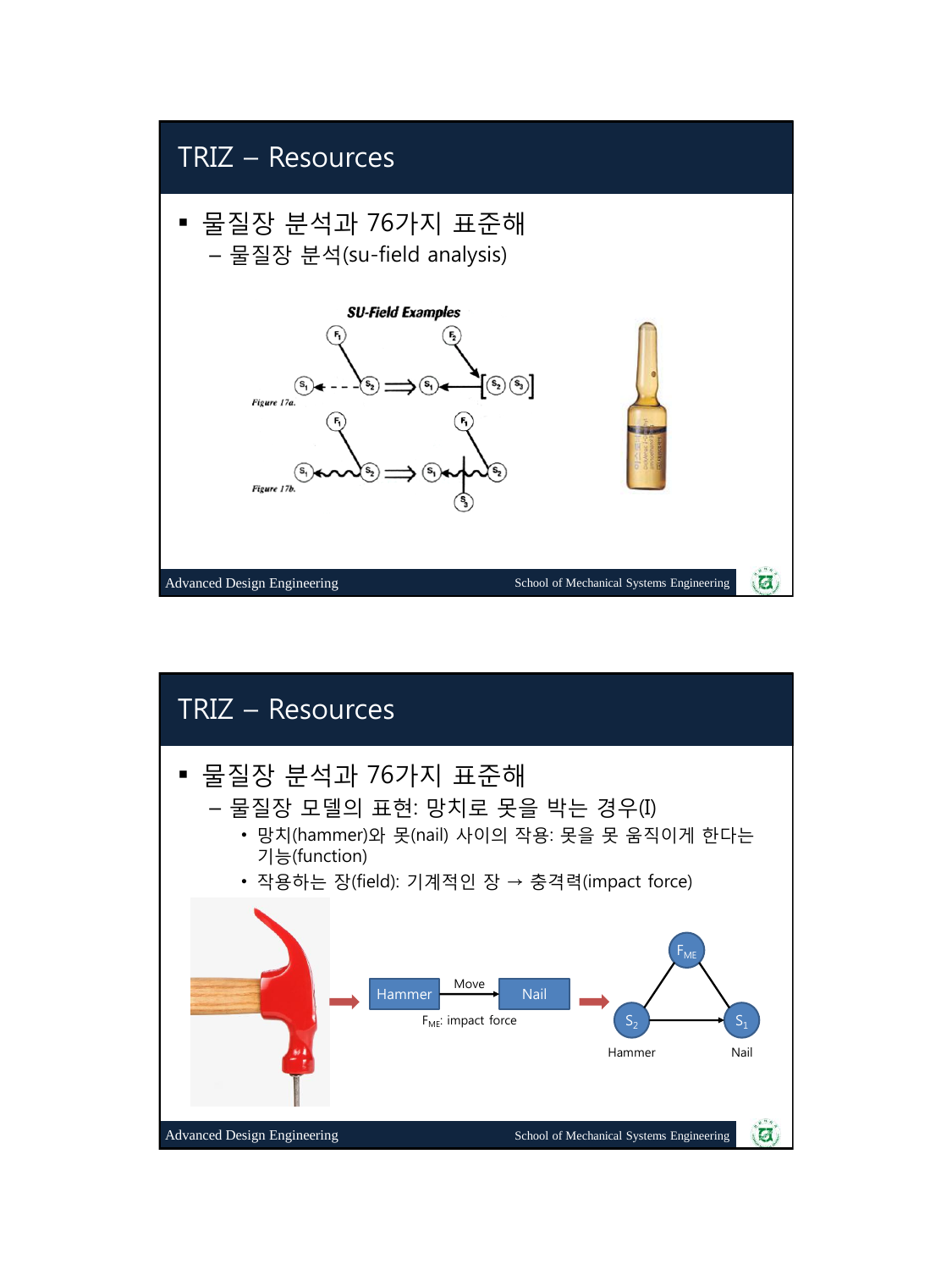# TRIZ – Resources

- 물질장 분석과 76가지 표준해
  - 물질장 분석(su-field analysis)

# TRIZ – Resources

- 물질장 분석과 76가지 표준해
  - 물질장 모델의 표현: 망치로 못을 박는 경우(I)
    - 망치(hammer)와 못(nail) 사이의 작용: 못을 못 움직이게 한다는 기능(function)
    - 작용하는 장(field): 기계적인 장 → 충격력(impact force)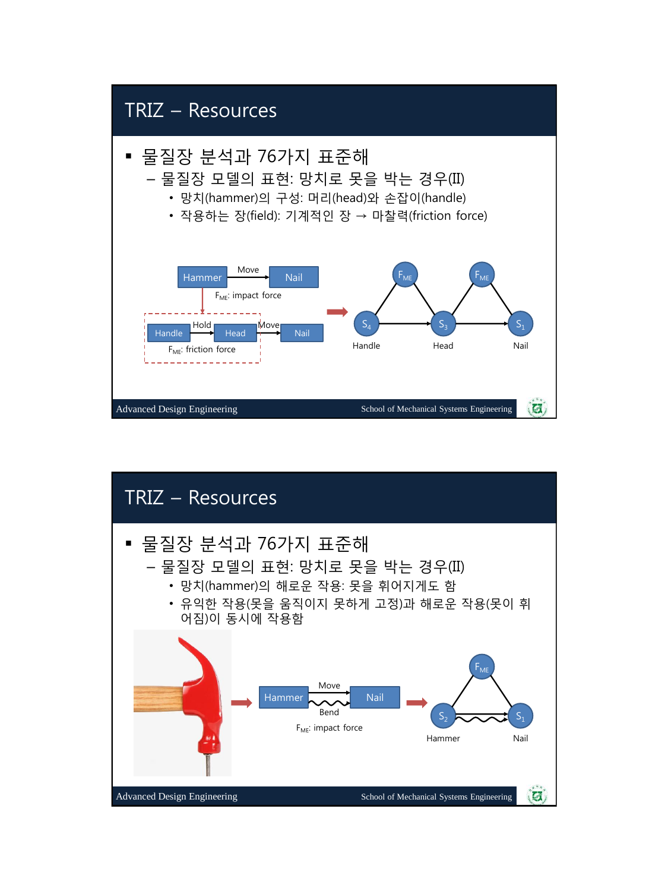# TRIZ – Resources

- 물질장 분석과 76가지 표준해
  - 물질장 모델의 표현: 망치로 못을 박는 경우(II)
    - 망치(hammer)의 구성: 머리(head)와 손잡이(handle)
    - 작용하는 장(field): 기계적인 장 → 마찰력(friction force)

Hammer —Move→ Nail
$F_{ME}$: impact force

Handle —Hold→ Head —Move→ Nail
$F_{ME}$: friction force

$F_{ME}$, $F_{ME}$, $S_4$, $S_3$, $S_1$
Handle, Head, Nail

# TRIZ – Resources

- 물질장 분석과 76가지 표준해
  - 물질장 모델의 표현: 망치로 못을 박는 경우(II)
    - 망치(hammer)의 해로운 작용: 못을 휘어지게도 함
    - 유익한 작용(못을 움직이지 못하게 고정)과 해로운 작용(못이 휘어짐)이 동시에 작용함

Hammer —Move→ Nail
Bend
$F_{ME}$: impact force

$F_{ME}$, $S_2$, $S_1$
Hammer, Nail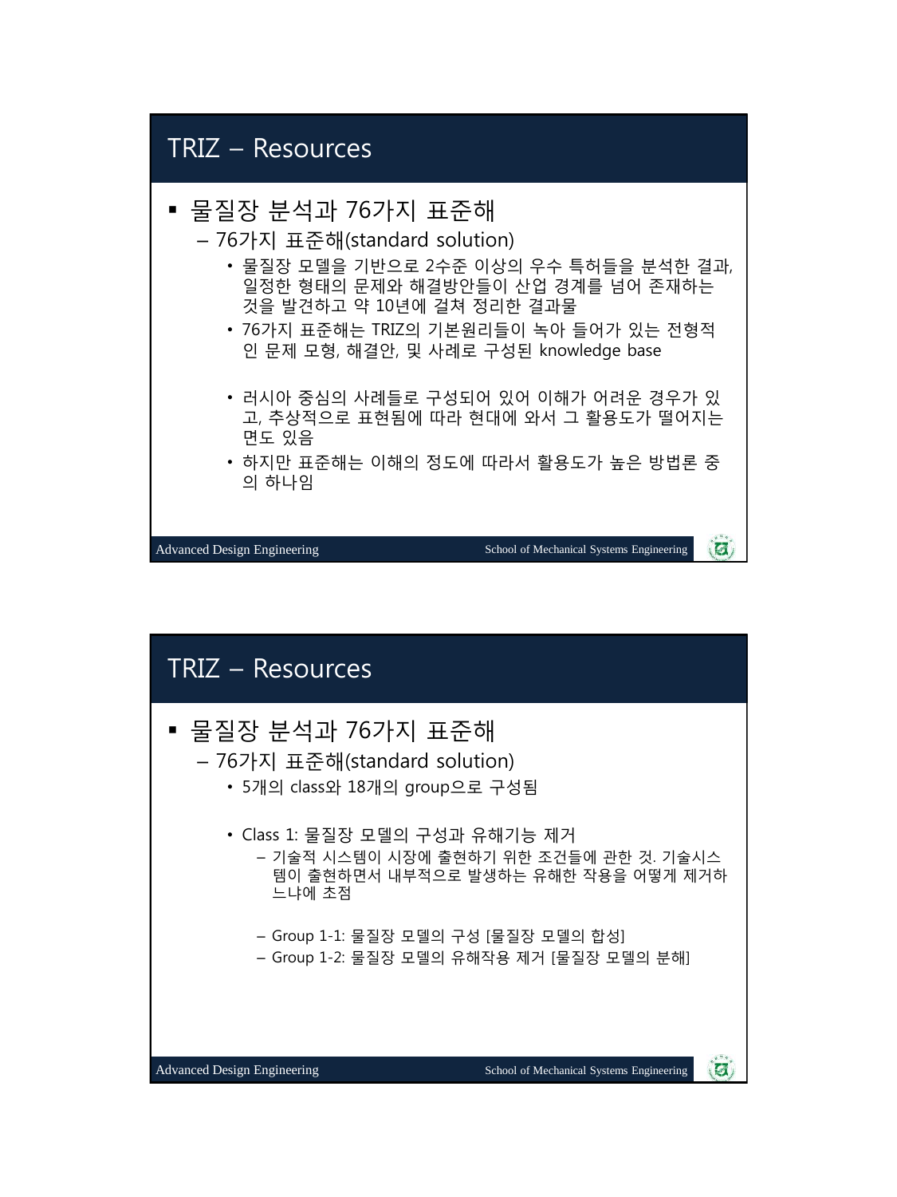# TRIZ – Resources

- 물질장 분석과 76가지 표준해
  - 76가지 표준해(standard solution)
    - 물질장 모델을 기반으로 2수준 이상의 우수 특허들을 분석한 결과, 일정한 형태의 문제와 해결방안들이 산업 경계를 넘어 존재하는 것을 발견하고 약 10년에 걸쳐 정리한 결과물
    - 76가지 표준해는 TRIZ의 기본원리들이 녹아 들어가 있는 전형적인 문제 모형, 해결안, 및 사례로 구성된 knowledge base
    - 러시아 중심의 사례들로 구성되어 있어 이해가 어려운 경우가 있고, 추상적으로 표현됨에 따라 현대에 와서 그 활용도가 떨어지는 면도 있음
    - 하지만 표준해는 이해의 정도에 따라서 활용도가 높은 방법론 중의 하나임

# TRIZ – Resources

- 물질장 분석과 76가지 표준해
  - 76가지 표준해(standard solution)
    - 5개의 class와 18개의 group으로 구성됨
    - Class 1: 물질장 모델의 구성과 유해기능 제거
      - 기술적 시스템이 시장에 출현하기 위한 조건들에 관한 것. 기술시스템이 출현하면서 내부적으로 발생하는 유해한 작용을 어떻게 제거하느냐에 초점
      - Group 1-1: 물질장 모델의 구성 [물질장 모델의 합성]
      - Group 1-2: 물질장 모델의 유해작용 제거 [물질장 모델의 분해]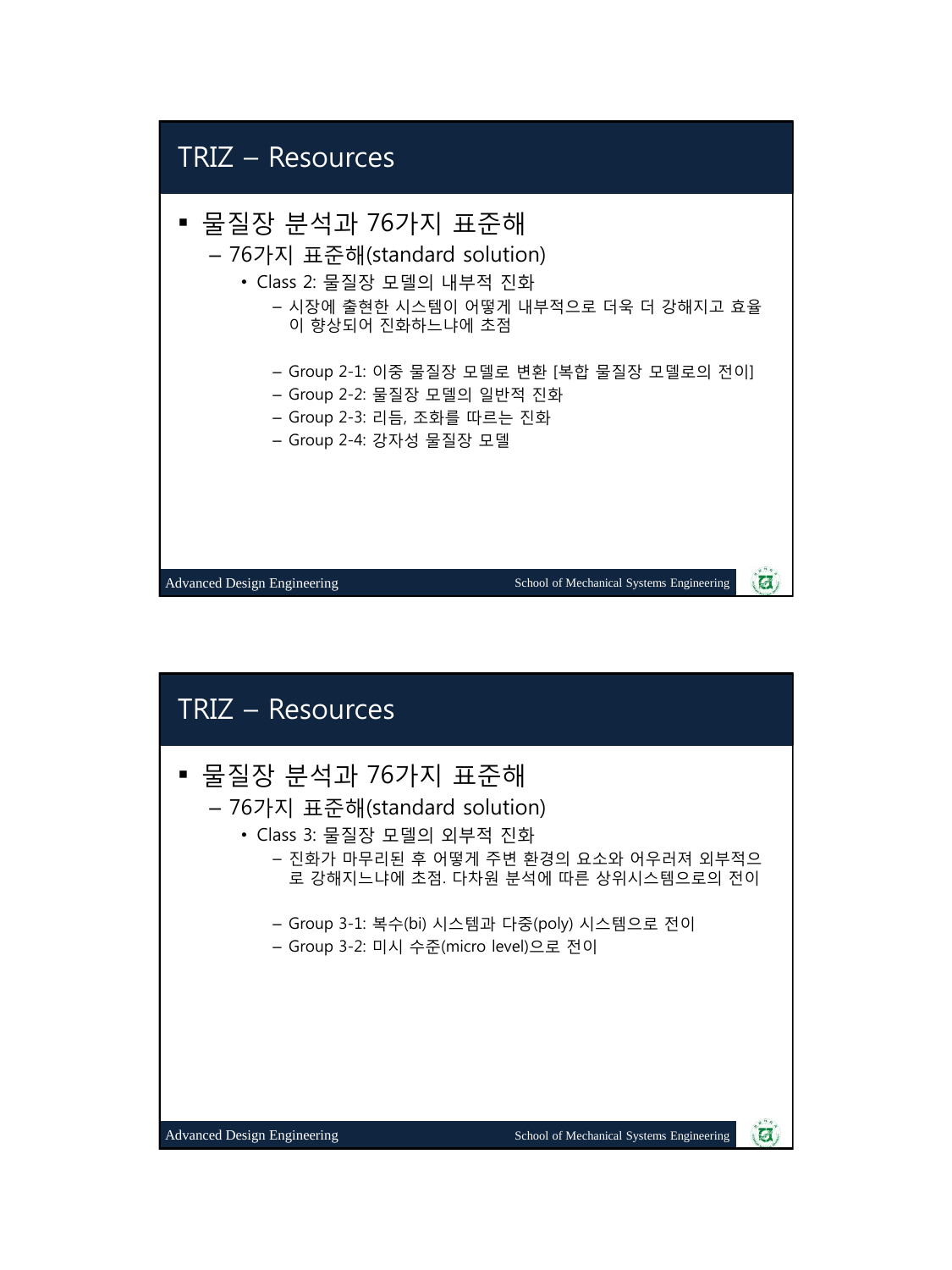## TRIZ – Resources

- 물질장 분석과 76가지 표준해
  - 76가지 표준해(standard solution)
    - Class 2: 물질장 모델의 내부적 진화
      - 시장에 출현한 시스템이 어떻게 내부적으로 더욱 더 강해지고 효율이 향상되어 진화하느냐에 초점
      - Group 2-1: 이중 물질장 모델로 변환 [복합 물질장 모델로의 전이]
      - Group 2-2: 물질장 모델의 일반적 진화
      - Group 2-3: 리듬, 조화를 따르는 진화
      - Group 2-4: 강자성 물질장 모델

## TRIZ – Resources

- 물질장 분석과 76가지 표준해
  - 76가지 표준해(standard solution)
    - Class 3: 물질장 모델의 외부적 진화
      - 진화가 마무리된 후 어떻게 주변 환경의 요소와 어우러져 외부적으로 강해지느냐에 초점. 다차원 분석에 따른 상위시스템으로의 전이
      - Group 3-1: 복수(bi) 시스템과 다중(poly) 시스템으로 전이
      - Group 3-2: 미시 수준(micro level)으로 전이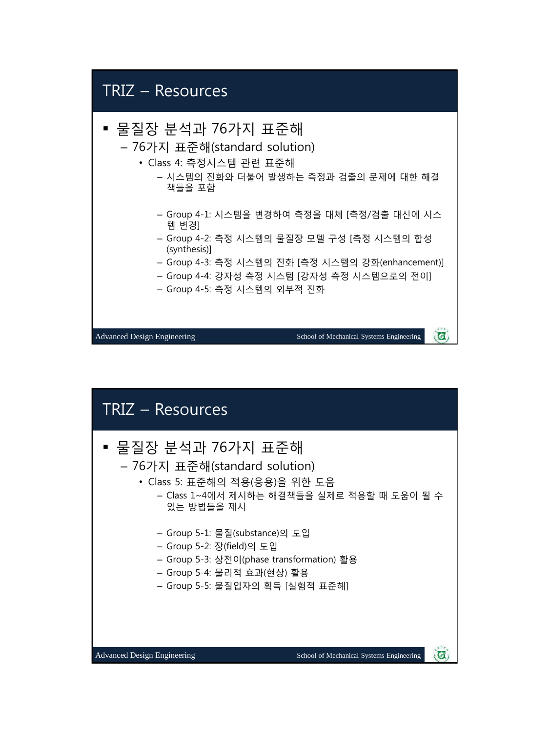# TRIZ – Resources

- 물질장 분석과 76가지 표준해
  - 76가지 표준해(standard solution)
    - Class 4: 측정시스템 관련 표준해
      - 시스템의 진화와 더불어 발생하는 측정과 검출의 문제에 대한 해결책들을 포함
      - Group 4-1: 시스템을 변경하여 측정을 대체 [측정/검출 대신에 시스템 변경]
      - Group 4-2: 측정 시스템의 물질장 모델 구성 [측정 시스템의 합성(synthesis)]
      - Group 4-3: 측정 시스템의 진화 [측정 시스템의 강화(enhancement)]
      - Group 4-4: 강자성 측정 시스템 [강자성 측정 시스템으로의 전이]
      - Group 4-5: 측정 시스템의 외부적 진화

# TRIZ – Resources

- 물질장 분석과 76가지 표준해
  - 76가지 표준해(standard solution)
    - Class 5: 표준해의 적용(응용)을 위한 도움
      - Class 1~4에서 제시하는 해결책들을 실제로 적용할 때 도움이 될 수 있는 방법들을 제시
      - Group 5-1: 물질(substance)의 도입
      - Group 5-2: 장(field)의 도입
      - Group 5-3: 상전이(phase transformation) 활용
      - Group 5-4: 물리적 효과(현상) 활용
      - Group 5-5: 물질입자의 획득 [실험적 표준해]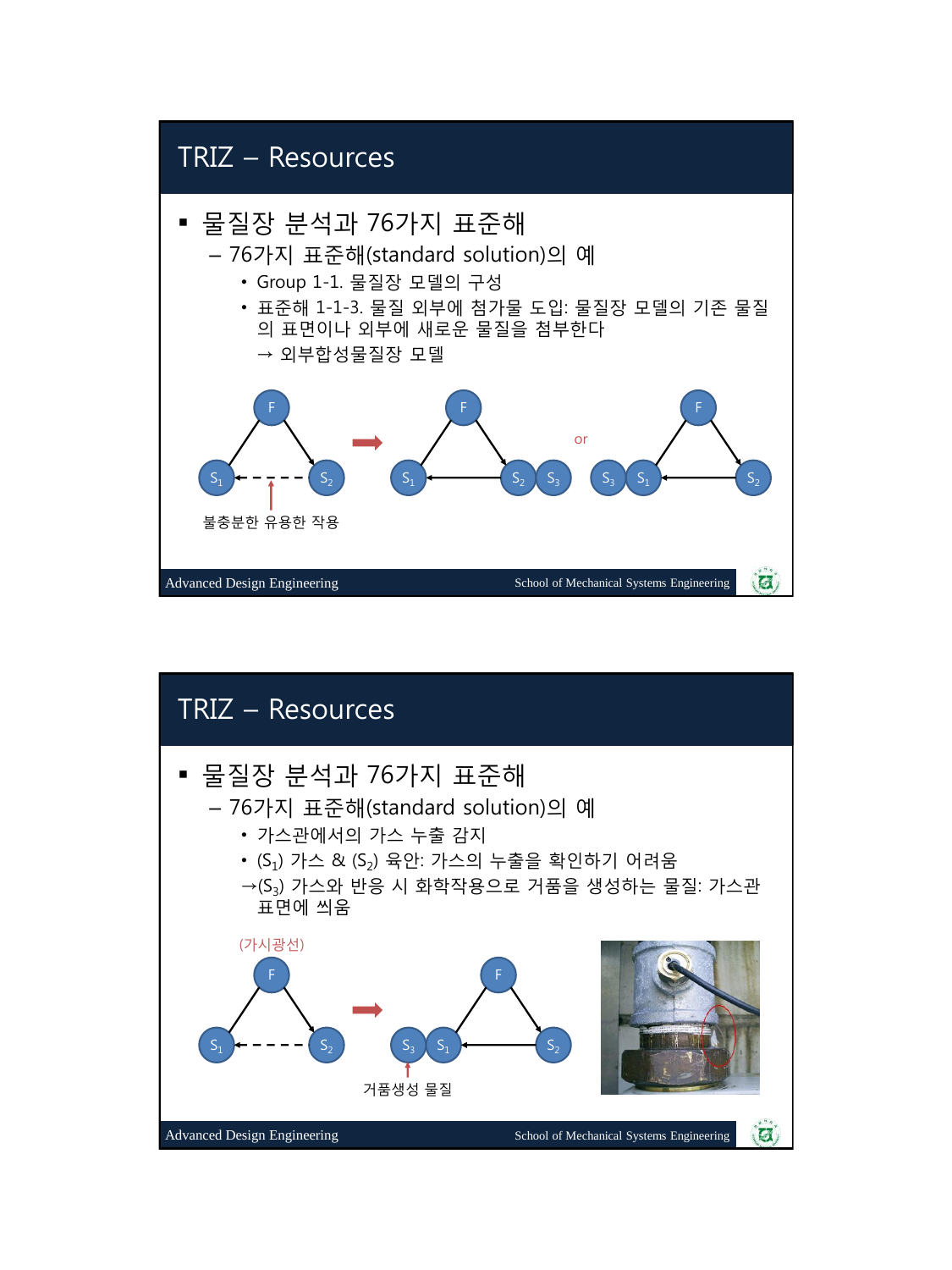# TRIZ – Resources

- 물질장 분석과 76가지 표준해
  - 76가지 표준해(standard solution)의 예
    - Group 1-1. 물질장 모델의 구성
    - 표준해 1-1-3. 물질 외부에 첨가물 도입: 물질장 모델의 기존 물질의 표면이나 외부에 새로운 물질을 첨부한다
      → 외부합성물질장 모델

F, $S_1$, $S_2$ → F, $S_1$, $S_2$ $S_3$ or F, $S_3$ $S_1$, $S_2$

불충분한 유용한 작용

# TRIZ – Resources

- 물질장 분석과 76가지 표준해
  - 76가지 표준해(standard solution)의 예
    - 가스관에서의 가스 누출 감지
    - ($S_1$) 가스 & ($S_2$) 육안: 가스의 누출을 확인하기 어려움
    →($S_3$) 가스와 반응 시 화학작용으로 거품을 생성하는 물질: 가스관 표면에 씌움

(가시광선)

F, $S_1$, $S_2$ → F, $S_3$ $S_1$, $S_2$

거품생성 물질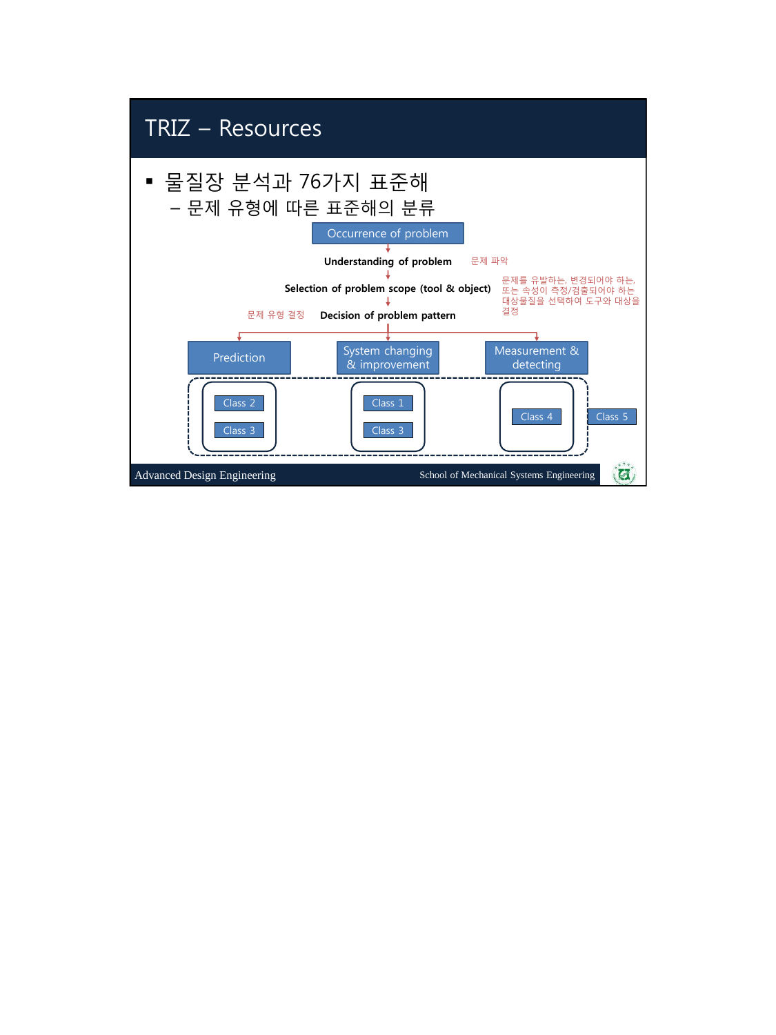# TRIZ – Resources

- 물질장 분석과 76가지 표준해
  - 문제 유형에 따른 표준해의 분류

Occurrence of problem

Understanding of problem 문제 파악

Selection of problem scope (tool & object) 문제를 유발하는, 변경되어야 하는, 또는 속성이 측정/검출되어야 하는 대상물질을 선택하여 도구와 대상을 결정

문제 유형 결정 Decision of problem pattern

Prediction

Class 2

Class 3

System changing & improvement

Class 1

Class 3

Measurement & detecting

Class 4

Class 5